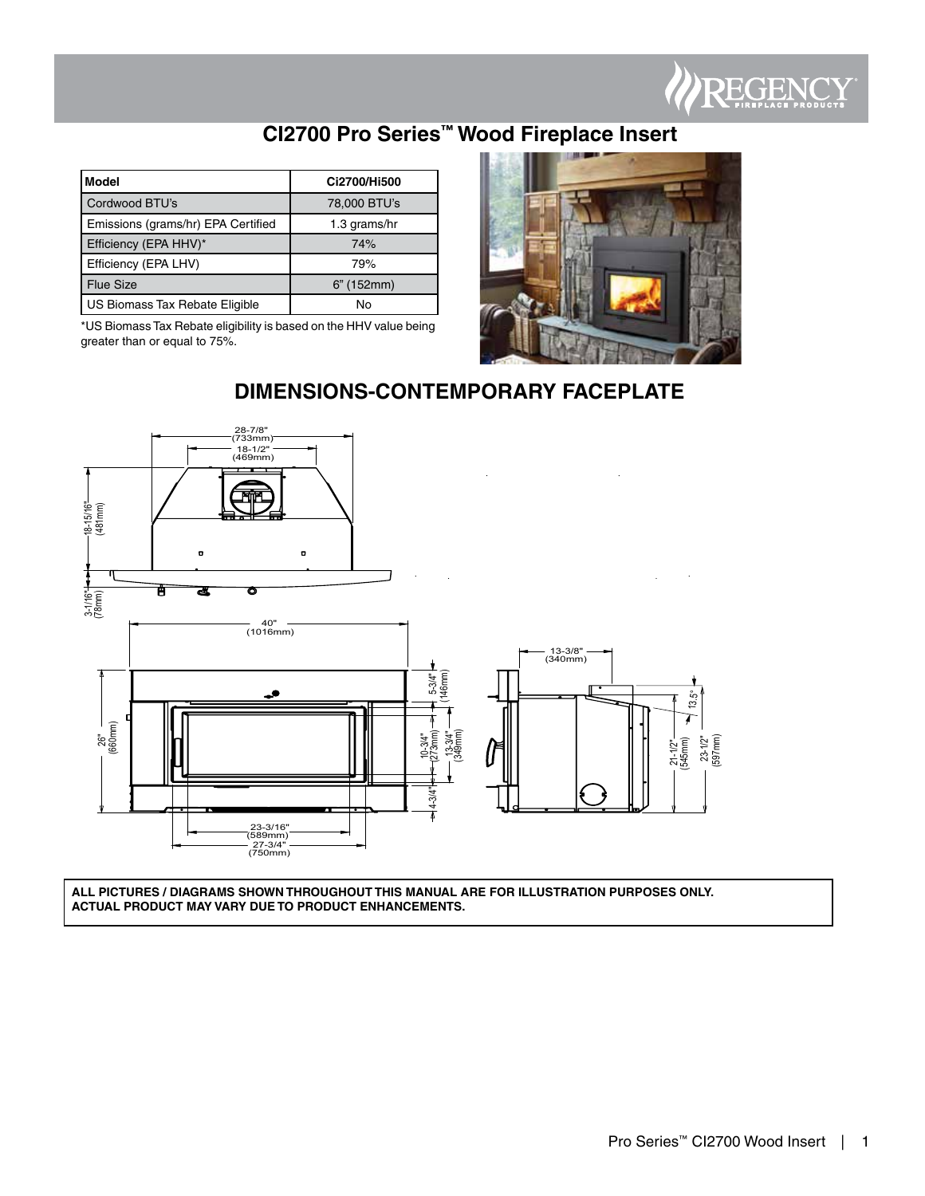# CI2700 Pro Series™ Wood Fireplace Insert

| Model | Ci2700/Hi500 |
|---|---|
| Cordwood BTU's | 78,000 BTU's |
| Emissions (grams/hr) EPA Certified | 1.3 grams/hr |
| Efficiency (EPA HHV)* | 74% |
| Efficiency (EPA LHV) | 79% |
| Flue Size | 6" (152mm) |
| US Biomass Tax Rebate Eligible | No |

*US Biomass Tax Rebate eligibility is based on the HHV value being greater than or equal to 75%.

## DIMENSIONS-CONTEMPORARY FACEPLATE

**ALL PICTURES / DIAGRAMS SHOWN THROUGHOUT THIS MANUAL ARE FOR ILLUSTRATION PURPOSES ONLY. ACTUAL PRODUCT MAY VARY DUE TO PRODUCT ENHANCEMENTS.**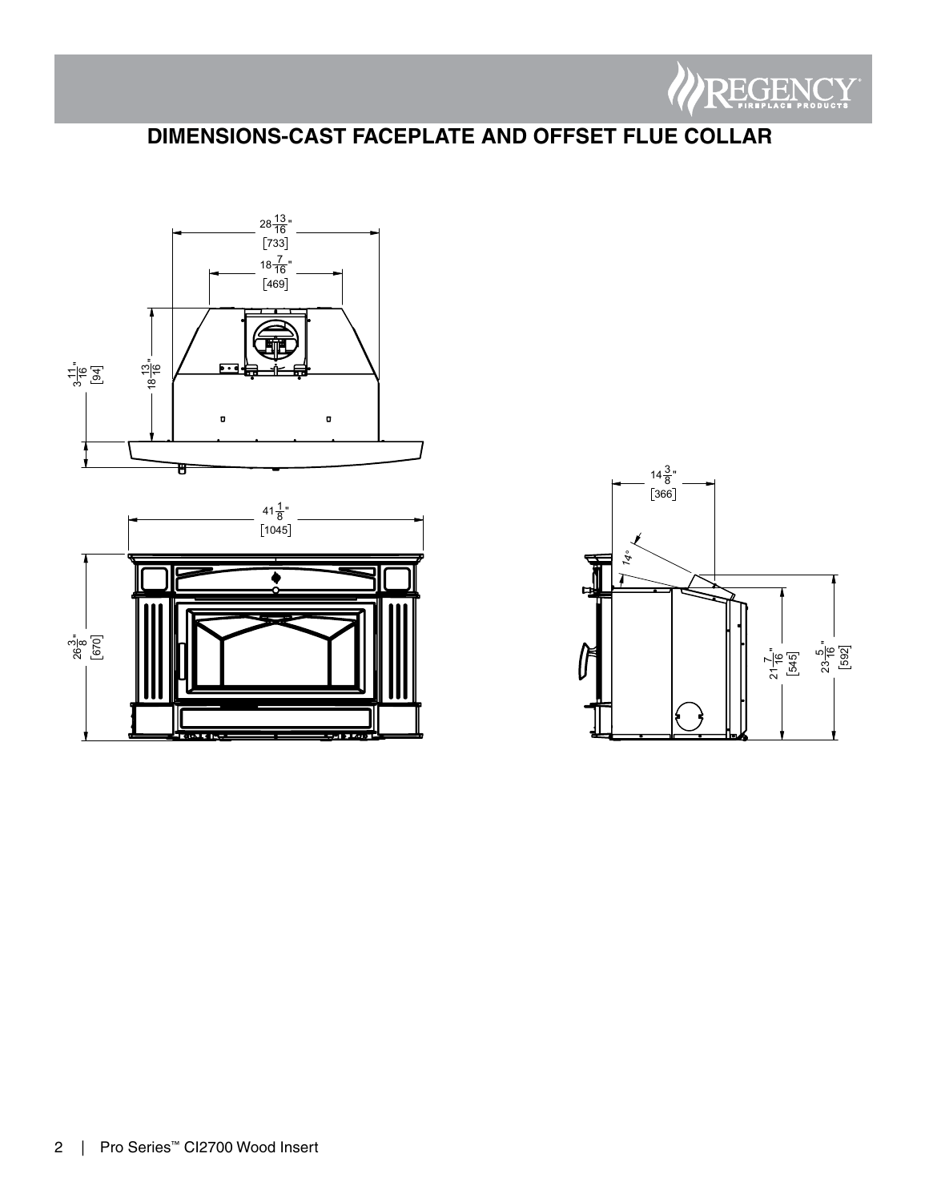## DIMENSIONS-CAST FACEPLATE AND OFFSET FLUE COLLAR

28 13/16" [733]

18 7/16" [469]

3 11/16" [94]

18 13/16"

41 1/8" [1045]

26 3/8" [670]

14 3/8" [366]

14°

21 7/16" [545]

23 5/16" [592]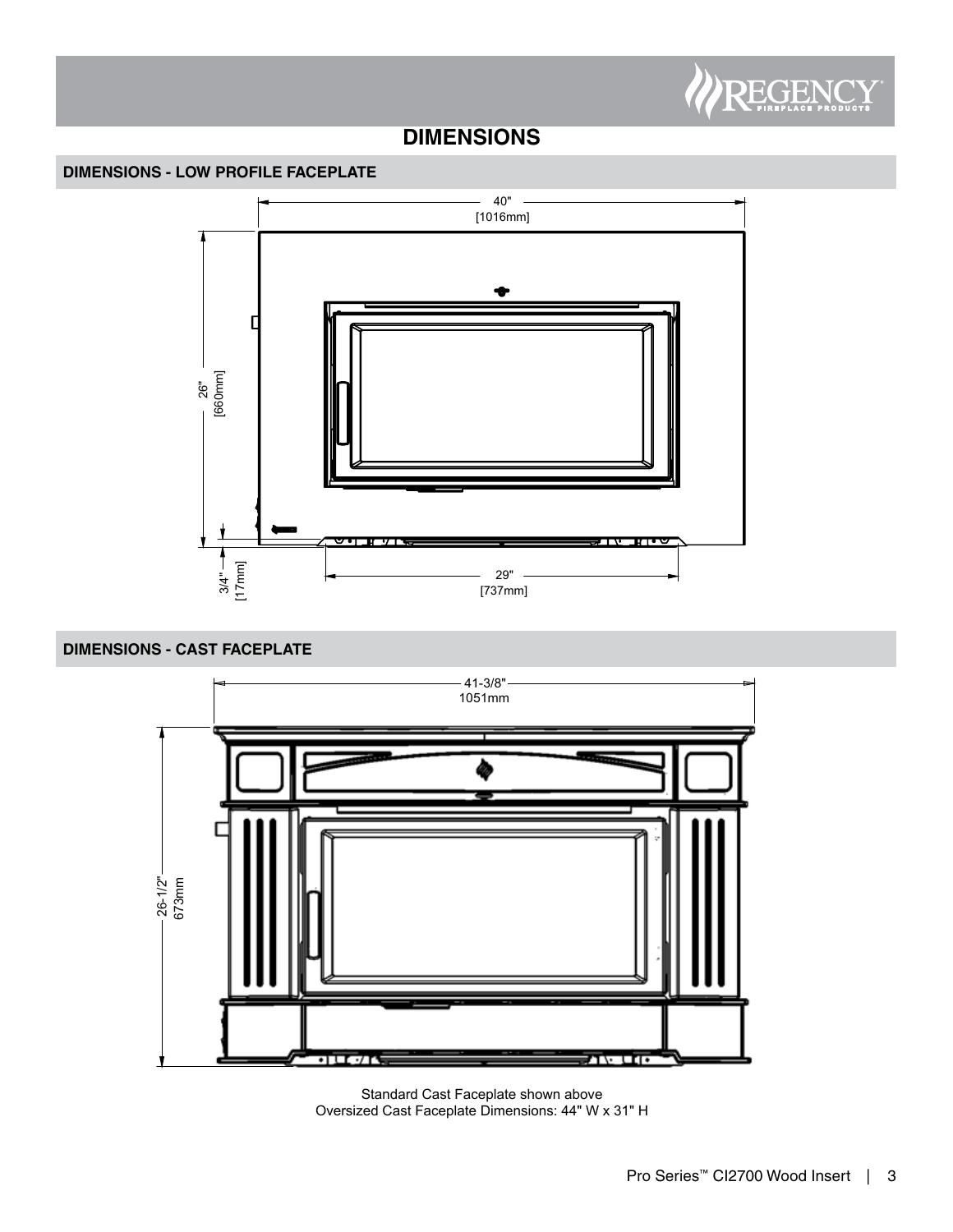# DIMENSIONS

## DIMENSIONS - LOW PROFILE FACEPLATE

40"
[1016mm]

26"
[660mm]

3/4"
[17mm]

29"
[737mm]

## DIMENSIONS - CAST FACEPLATE

41-3/8"
1051mm

26-1/2"
673mm

Standard Cast Faceplate shown above
Oversized Cast Faceplate Dimensions: 44" W x 31" H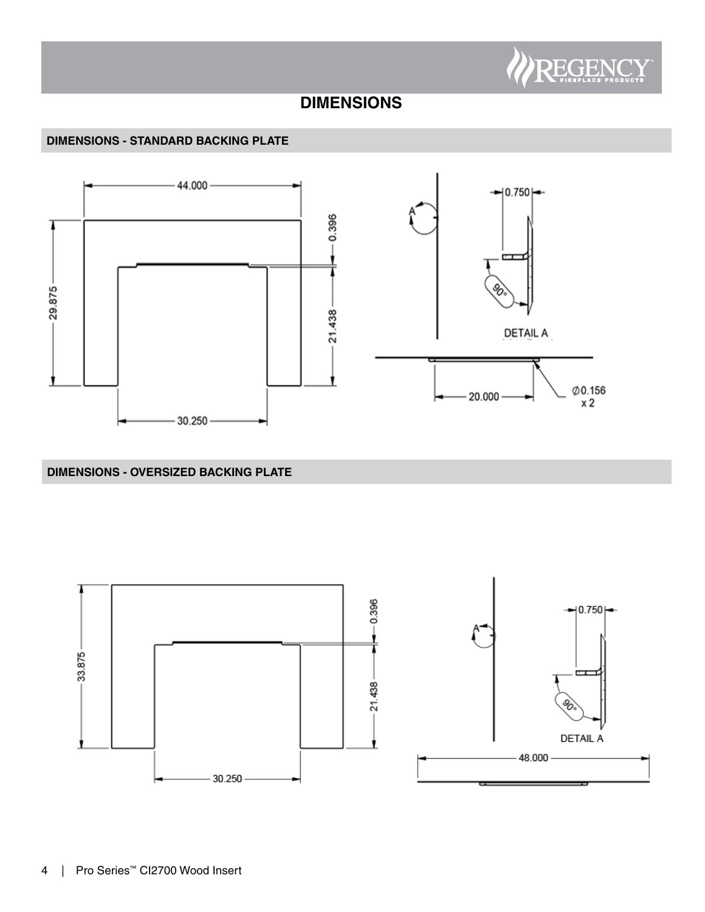# DIMENSIONS

## DIMENSIONS - STANDARD BACKING PLATE

44.000

29.875

0.396

21.438

30.250

A

0.750

90°

DETAIL A

20.000

Ø0.156 x 2

## DIMENSIONS - OVERSIZED BACKING PLATE

33.875

0.396

21.438

30.250

A

0.750

90°

DETAIL A

48.000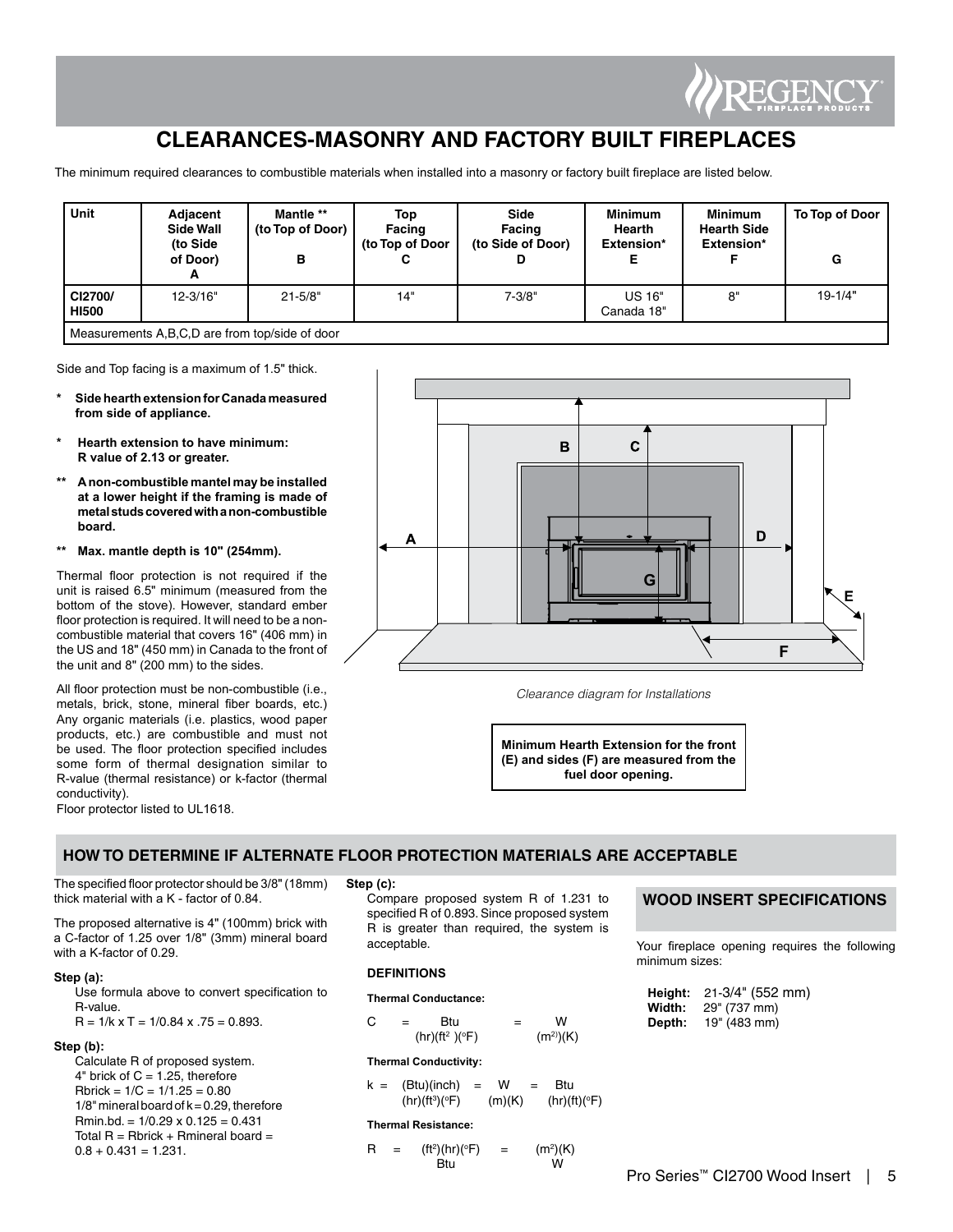# CLEARANCES-MASONRY AND FACTORY BUILT FIREPLACES

The minimum required clearances to combustible materials when installed into a masonry or factory built fireplace are listed below.

| Unit | Adjacent Side Wall (to Side of Door) A | Mantle ** (to Top of Door) B | Top Facing (to Top of Door C | Side Facing (to Side of Door) D | Minimum Hearth Extension* E | Minimum Hearth Side Extension* F | To Top of Door G |
|---|---|---|---|---|---|---|---|
| CI2700/ HI500 | 12-3/16" | 21-5/8" | 14" | 7-3/8" | US 16" Canada 18" | 8" | 19-1/4" |
| Measurements A,B,C,D are from top/side of door | | | | | | | |

Side and Top facing is a maximum of 1.5" thick.

- **\* Side hearth extension for Canada measured from side of appliance.**
- **\* Hearth extension to have minimum: R value of 2.13 or greater.**
- **\*\* A non-combustible mantel may be installed at a lower height if the framing is made of metal studs covered with a non-combustible board.**
- **\*\* Max. mantle depth is 10" (254mm).**

Thermal floor protection is not required if the unit is raised 6.5" minimum (measured from the bottom of the stove). However, standard ember floor protection is required. It will need to be a non-combustible material that covers 16" (406 mm) in the US and 18" (450 mm) in Canada to the front of the unit and 8" (200 mm) to the sides.

All floor protection must be non-combustible (i.e., metals, brick, stone, mineral fiber boards, etc.) Any organic materials (i.e. plastics, wood paper products, etc.) are combustible and must not be used. The floor protection specified includes some form of thermal designation similar to R-value (thermal resistance) or k-factor (thermal conductivity).

Floor protector listed to UL1618.

B C A D G E F

*Clearance diagram for Installations*

**Minimum Hearth Extension for the front (E) and sides (F) are measured from the fuel door opening.**

## HOW TO DETERMINE IF ALTERNATE FLOOR PROTECTION MATERIALS ARE ACCEPTABLE

The specified floor protector should be 3/8" (18mm) thick material with a K - factor of 0.84.

The proposed alternative is 4" (100mm) brick with a C-factor of 1.25 over 1/8" (3mm) mineral board with a K-factor of 0.29.

**Step (a):**

Use formula above to convert specification to R-value.

R = 1/k x T = 1/0.84 x .75 = 0.893.

**Step (b):**

Calculate R of proposed system.

4" brick of C = 1.25, therefore

Rbrick = 1/C = 1/1.25 = 0.80

1/8" mineral board of k = 0.29, therefore

Rmin.bd. = 1/0.29 x 0.125 = 0.431

Total R = Rbrick + Rmineral board = 0.8 + 0.431 = 1.231.

**Step (c):**

Compare proposed system R of 1.231 to specified R of 0.893. Since proposed system R is greater than required, the system is acceptable.

**DEFINITIONS**

**Thermal Conductance:**

$$C = \frac{Btu}{(hr)(ft^2)(^\circ F)} = \frac{W}{(m^2)(K)}$$

**Thermal Conductivity:**

$$k = \frac{(Btu)(inch)}{(hr)(ft^2)(^\circ F)} = \frac{W}{(m)(K)} = \frac{Btu}{(hr)(ft)(^\circ F)}$$

**Thermal Resistance:**

$$R = \frac{(ft^2)(hr)(^\circ F)}{Btu} = \frac{(m^2)(K)}{W}$$

## WOOD INSERT SPECIFICATIONS

Your fireplace opening requires the following minimum sizes:

**Height:** 21-3/4" (552 mm)
**Width:** 29" (737 mm)
**Depth:** 19" (483 mm)